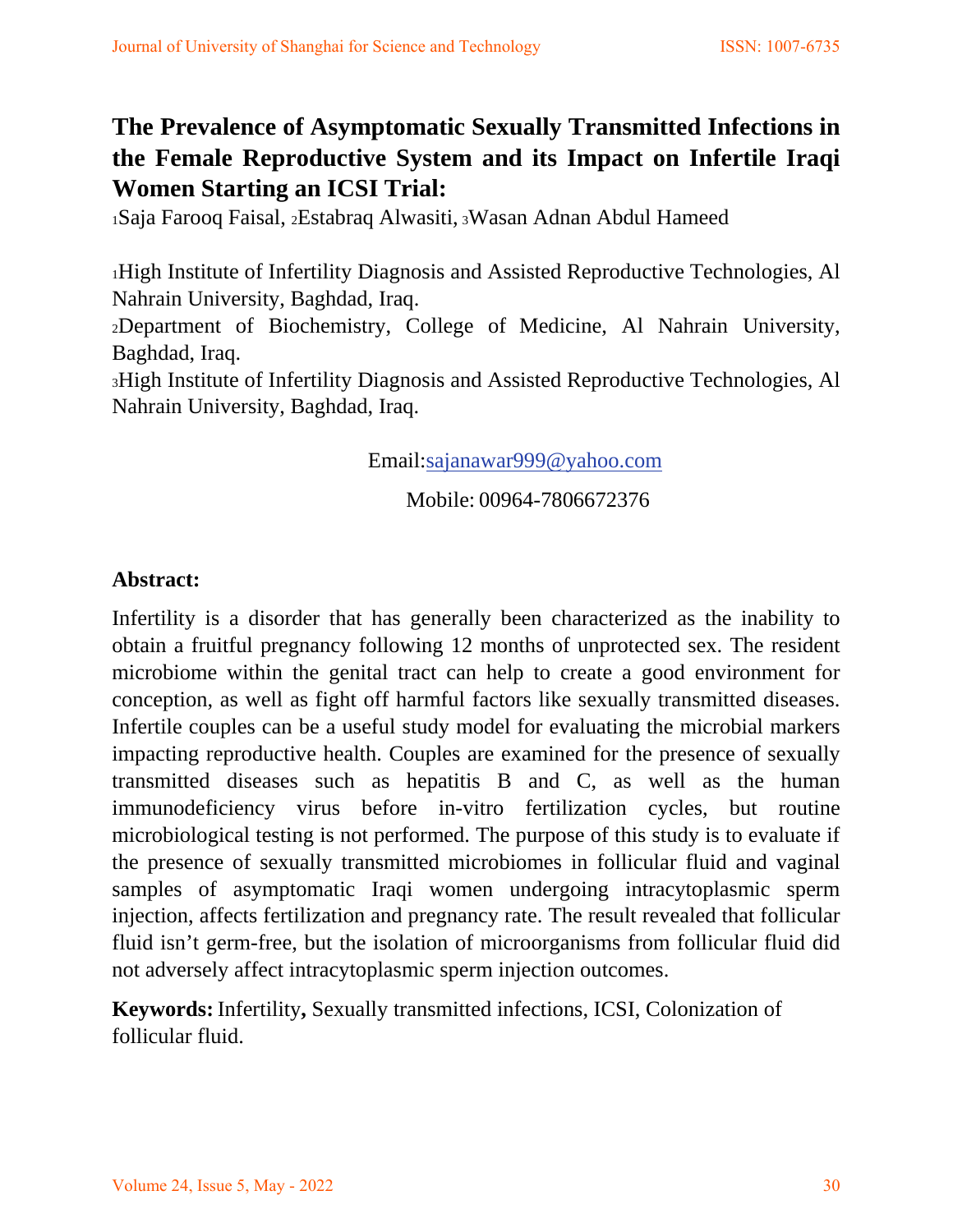# The Prevalence of Asymptomatic Sexually Transmitted Infections in the Female Reproductive System and its Impact on Infertile Iraqi Women Starting an ICSI Trial:

[1]Saja Farooq Faisal, [2]Estabraq Alwasiti, [3]Wasan Adnan Abdul Hameed

[1]High Institute of Infertility Diagnosis and Assisted Reproductive Technologies, Al Nahrain University, Baghdad, Iraq.

[2]Department of Biochemistry, College of Medicine, Al Nahrain University, Baghdad, Iraq.

[3]High Institute of Infertility Diagnosis and Assisted Reproductive Technologies, Al Nahrain University, Baghdad, Iraq.

Email:sajanawar999@yahoo.com

Mobile: 00964-7806672376

## Abstract:

Infertility is a disorder that has generally been characterized as the inability to obtain a fruitful pregnancy following 12 months of unprotected sex. The resident microbiome within the genital tract can help to create a good environment for conception, as well as fight off harmful factors like sexually transmitted diseases. Infertile couples can be a useful study model for evaluating the microbial markers impacting reproductive health. Couples are examined for the presence of sexually transmitted diseases such as hepatitis B and C, as well as the human immunodeficiency virus before in-vitro fertilization cycles, but routine microbiological testing is not performed. The purpose of this study is to evaluate if the presence of sexually transmitted microbiomes in follicular fluid and vaginal samples of asymptomatic Iraqi women undergoing intracytoplasmic sperm injection, affects fertilization and pregnancy rate. The result revealed that follicular fluid isn't germ-free, but the isolation of microorganisms from follicular fluid did not adversely affect intracytoplasmic sperm injection outcomes.

**Keywords:** Infertility**,** Sexually transmitted infections, ICSI, Colonization of follicular fluid.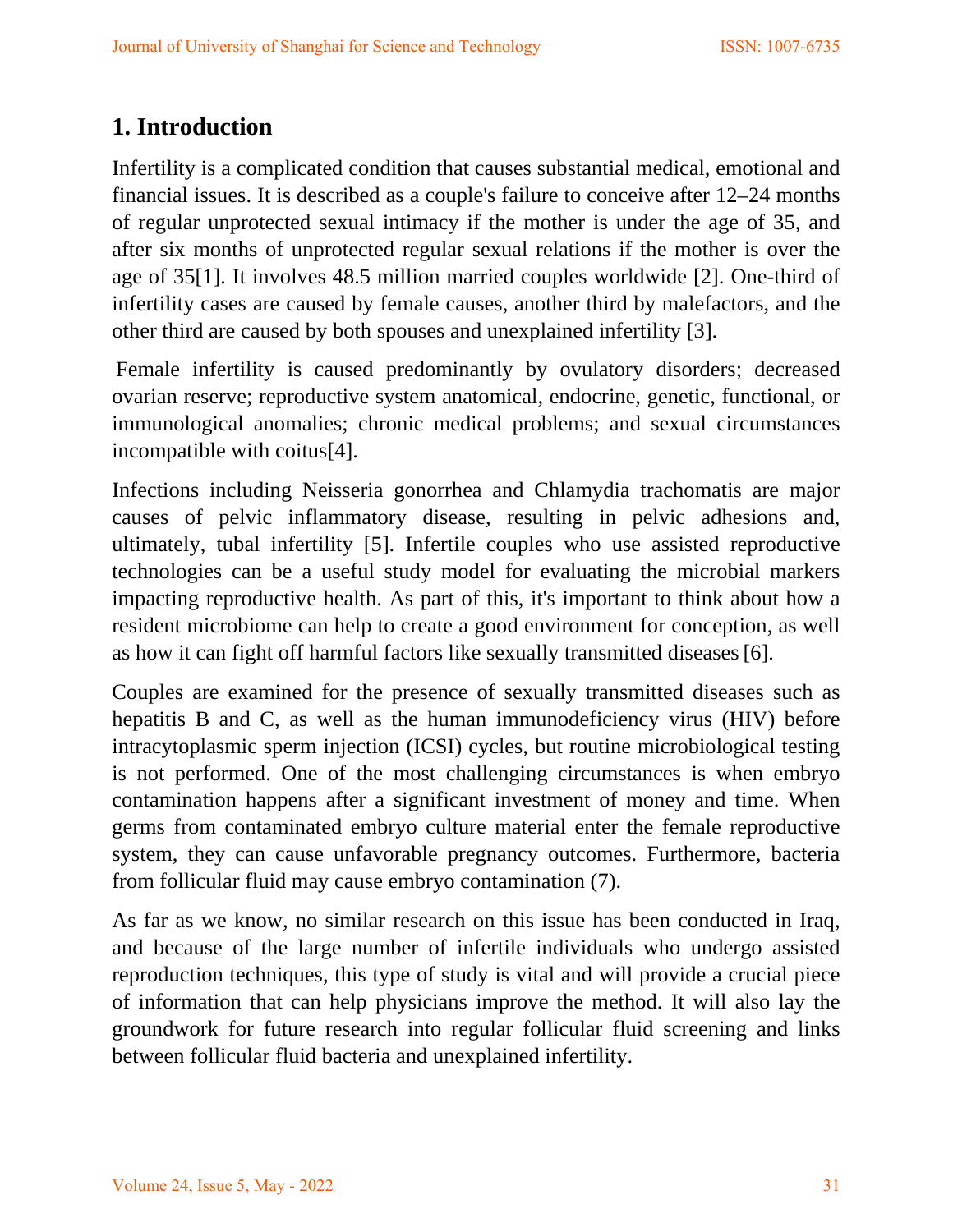## 1. Introduction

Infertility is a complicated condition that causes substantial medical, emotional and financial issues. It is described as a couple's failure to conceive after 12–24 months of regular unprotected sexual intimacy if the mother is under the age of 35, and after six months of unprotected regular sexual relations if the mother is over the age of 35[1]. It involves 48.5 million married couples worldwide [2]. One-third of infertility cases are caused by female causes, another third by malefactors, and the other third are caused by both spouses and unexplained infertility [3].

Female infertility is caused predominantly by ovulatory disorders; decreased ovarian reserve; reproductive system anatomical, endocrine, genetic, functional, or immunological anomalies; chronic medical problems; and sexual circumstances incompatible with coitus[4].

Infections including Neisseria gonorrhea and Chlamydia trachomatis are major causes of pelvic inflammatory disease, resulting in pelvic adhesions and, ultimately, tubal infertility [5]. Infertile couples who use assisted reproductive technologies can be a useful study model for evaluating the microbial markers impacting reproductive health. As part of this, it's important to think about how a resident microbiome can help to create a good environment for conception, as well as how it can fight off harmful factors like sexually transmitted diseases [6].

Couples are examined for the presence of sexually transmitted diseases such as hepatitis B and C, as well as the human immunodeficiency virus (HIV) before intracytoplasmic sperm injection (ICSI) cycles, but routine microbiological testing is not performed. One of the most challenging circumstances is when embryo contamination happens after a significant investment of money and time. When germs from contaminated embryo culture material enter the female reproductive system, they can cause unfavorable pregnancy outcomes. Furthermore, bacteria from follicular fluid may cause embryo contamination (7).

As far as we know, no similar research on this issue has been conducted in Iraq, and because of the large number of infertile individuals who undergo assisted reproduction techniques, this type of study is vital and will provide a crucial piece of information that can help physicians improve the method. It will also lay the groundwork for future research into regular follicular fluid screening and links between follicular fluid bacteria and unexplained infertility.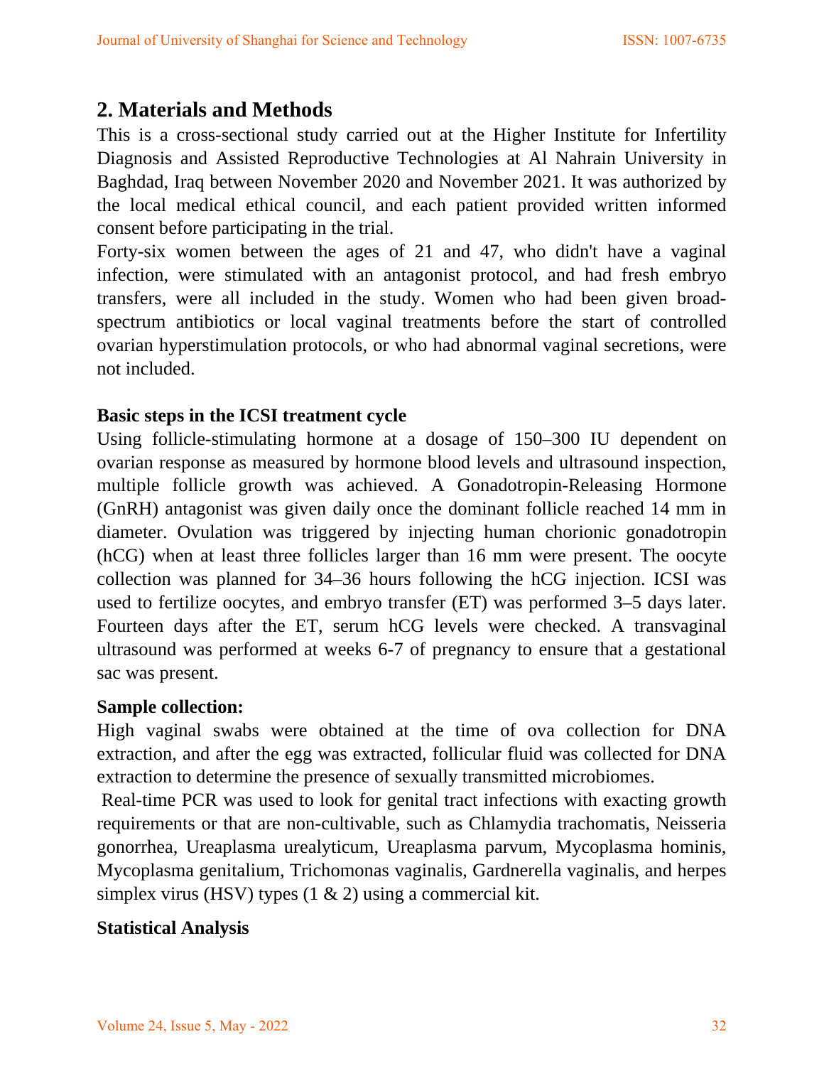## 2. Materials and Methods

This is a cross-sectional study carried out at the Higher Institute for Infertility Diagnosis and Assisted Reproductive Technologies at Al Nahrain University in Baghdad, Iraq between November 2020 and November 2021. It was authorized by the local medical ethical council, and each patient provided written informed consent before participating in the trial.

Forty-six women between the ages of 21 and 47, who didn't have a vaginal infection, were stimulated with an antagonist protocol, and had fresh embryo transfers, were all included in the study. Women who had been given broad-spectrum antibiotics or local vaginal treatments before the start of controlled ovarian hyperstimulation protocols, or who had abnormal vaginal secretions, were not included.

**Basic steps in the ICSI treatment cycle**

Using follicle-stimulating hormone at a dosage of 150–300 IU dependent on ovarian response as measured by hormone blood levels and ultrasound inspection, multiple follicle growth was achieved. A Gonadotropin-Releasing Hormone (GnRH) antagonist was given daily once the dominant follicle reached 14 mm in diameter. Ovulation was triggered by injecting human chorionic gonadotropin (hCG) when at least three follicles larger than 16 mm were present. The oocyte collection was planned for 34–36 hours following the hCG injection. ICSI was used to fertilize oocytes, and embryo transfer (ET) was performed 3–5 days later. Fourteen days after the ET, serum hCG levels were checked. A transvaginal ultrasound was performed at weeks 6-7 of pregnancy to ensure that a gestational sac was present.

**Sample collection:**

High vaginal swabs were obtained at the time of ova collection for DNA extraction, and after the egg was extracted, follicular fluid was collected for DNA extraction to determine the presence of sexually transmitted microbiomes.

Real-time PCR was used to look for genital tract infections with exacting growth requirements or that are non-cultivable, such as Chlamydia trachomatis, Neisseria gonorrhea, Ureaplasma urealyticum, Ureaplasma parvum, Mycoplasma hominis, Mycoplasma genitalium, Trichomonas vaginalis, Gardnerella vaginalis, and herpes simplex virus (HSV) types (1 & 2) using a commercial kit.

**Statistical Analysis**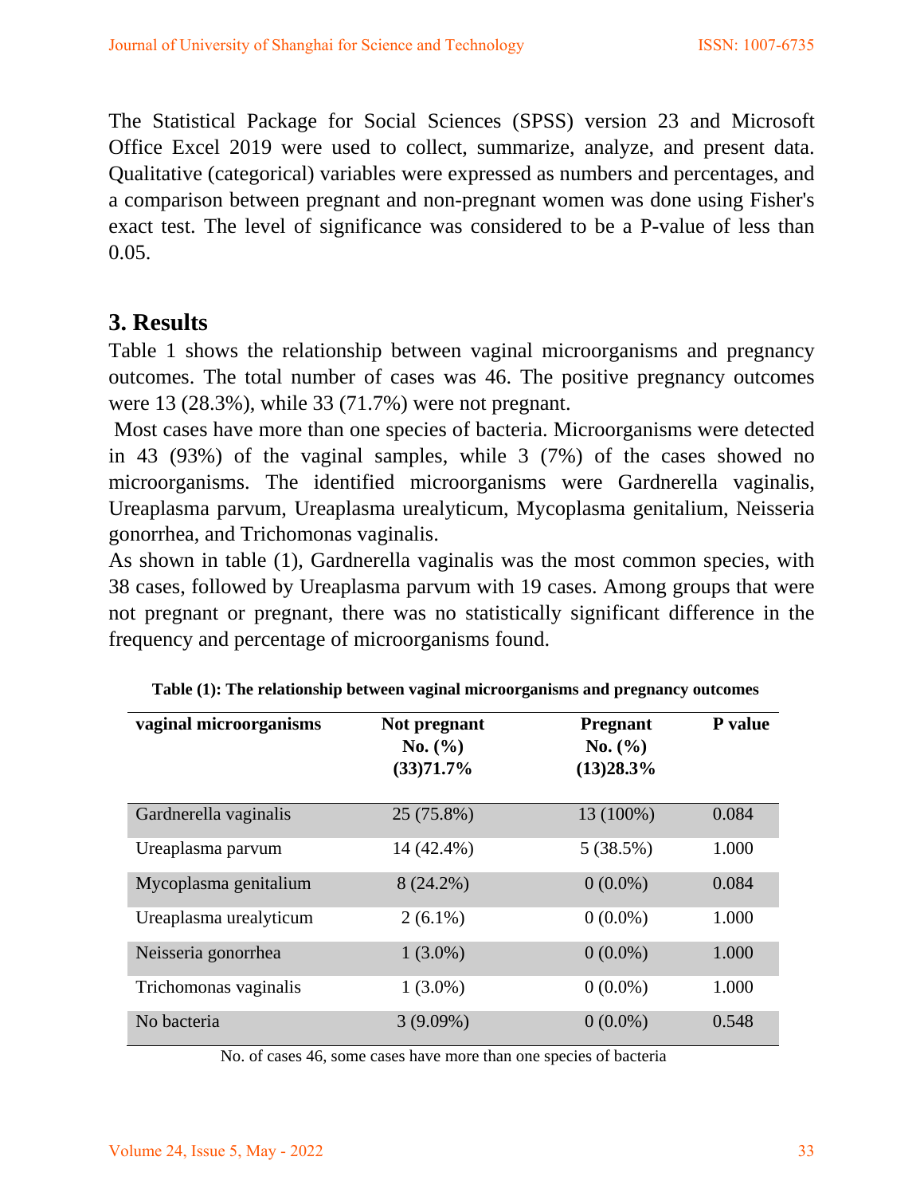The Statistical Package for Social Sciences (SPSS) version 23 and Microsoft Office Excel 2019 were used to collect, summarize, analyze, and present data. Qualitative (categorical) variables were expressed as numbers and percentages, and a comparison between pregnant and non-pregnant women was done using Fisher's exact test. The level of significance was considered to be a P-value of less than 0.05.

## 3. Results

Table 1 shows the relationship between vaginal microorganisms and pregnancy outcomes. The total number of cases was 46. The positive pregnancy outcomes were 13 (28.3%), while 33 (71.7%) were not pregnant.

Most cases have more than one species of bacteria. Microorganisms were detected in 43 (93%) of the vaginal samples, while 3 (7%) of the cases showed no microorganisms. The identified microorganisms were Gardnerella vaginalis, Ureaplasma parvum, Ureaplasma urealyticum, Mycoplasma genitalium, Neisseria gonorrhea, and Trichomonas vaginalis.

As shown in table (1), Gardnerella vaginalis was the most common species, with 38 cases, followed by Ureaplasma parvum with 19 cases. Among groups that were not pregnant or pregnant, there was no statistically significant difference in the frequency and percentage of microorganisms found.

**Table (1): The relationship between vaginal microorganisms and pregnancy outcomes**

| vaginal microorganisms | Not pregnant No. (%) (33)71.7% | Pregnant No. (%) (13)28.3% | P value |
|---|---|---|---|
| Gardnerella vaginalis | 25 (75.8%) | 13 (100%) | 0.084 |
| Ureaplasma parvum | 14 (42.4%) | 5 (38.5%) | 1.000 |
| Mycoplasma genitalium | 8 (24.2%) | 0 (0.0%) | 0.084 |
| Ureaplasma urealyticum | 2 (6.1%) | 0 (0.0%) | 1.000 |
| Neisseria gonorrhea | 1 (3.0%) | 0 (0.0%) | 1.000 |
| Trichomonas vaginalis | 1 (3.0%) | 0 (0.0%) | 1.000 |
| No bacteria | 3 (9.09%) | 0 (0.0%) | 0.548 |

No. of cases 46, some cases have more than one species of bacteria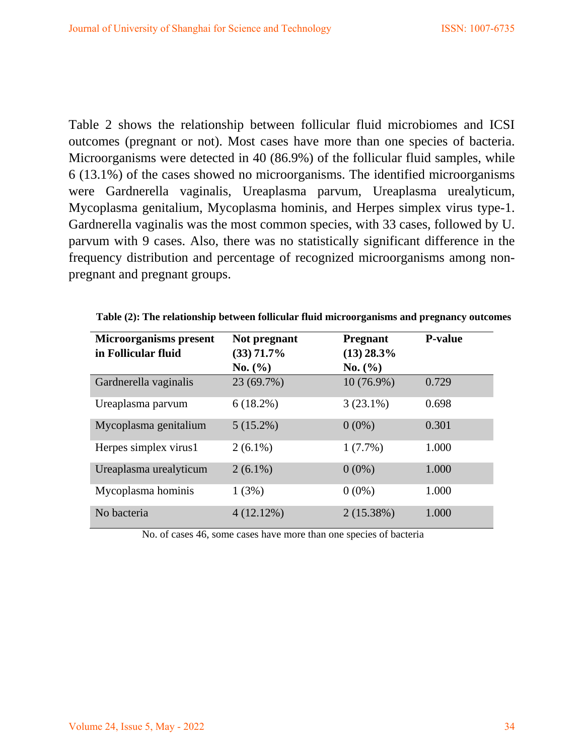Table 2 shows the relationship between follicular fluid microbiomes and ICSI outcomes (pregnant or not). Most cases have more than one species of bacteria. Microorganisms were detected in 40 (86.9%) of the follicular fluid samples, while 6 (13.1%) of the cases showed no microorganisms. The identified microorganisms were Gardnerella vaginalis, Ureaplasma parvum, Ureaplasma urealyticum, Mycoplasma genitalium, Mycoplasma hominis, and Herpes simplex virus type-1. Gardnerella vaginalis was the most common species, with 33 cases, followed by U. parvum with 9 cases. Also, there was no statistically significant difference in the frequency distribution and percentage of recognized microorganisms among non-pregnant and pregnant groups.

**Table (2): The relationship between follicular fluid microorganisms and pregnancy outcomes**

| Microorganisms present in Follicular fluid | Not pregnant (33) 71.7% No. (%) | Pregnant (13) 28.3% No. (%) | P-value |
|---|---|---|---|
| Gardnerella vaginalis | 23 (69.7%) | 10 (76.9%) | 0.729 |
| Ureaplasma parvum | 6 (18.2%) | 3 (23.1%) | 0.698 |
| Mycoplasma genitalium | 5 (15.2%) | 0 (0%) | 0.301 |
| Herpes simplex virus1 | 2 (6.1%) | 1 (7.7%) | 1.000 |
| Ureaplasma urealyticum | 2 (6.1%) | 0 (0%) | 1.000 |
| Mycoplasma hominis | 1 (3%) | 0 (0%) | 1.000 |
| No bacteria | 4 (12.12%) | 2 (15.38%) | 1.000 |

No. of cases 46, some cases have more than one species of bacteria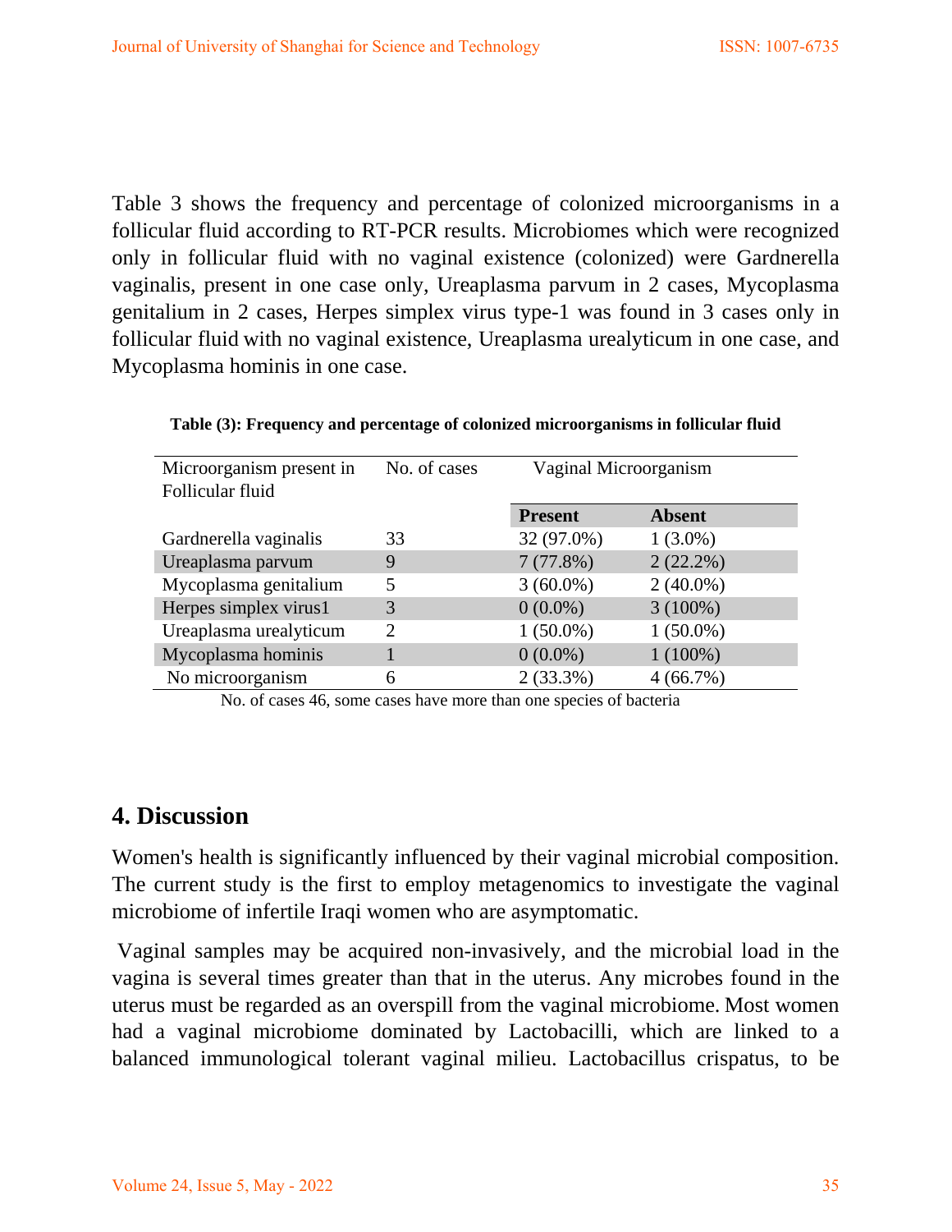Table 3 shows the frequency and percentage of colonized microorganisms in a follicular fluid according to RT-PCR results. Microbiomes which were recognized only in follicular fluid with no vaginal existence (colonized) were Gardnerella vaginalis, present in one case only, Ureaplasma parvum in 2 cases, Mycoplasma genitalium in 2 cases, Herpes simplex virus type-1 was found in 3 cases only in follicular fluid with no vaginal existence, Ureaplasma urealyticum in one case, and Mycoplasma hominis in one case.

**Table (3): Frequency and percentage of colonized microorganisms in follicular fluid**

| Microorganism present in Follicular fluid | No. of cases | Vaginal Microorganism | |
|---|---|---|---|
| | | **Present** | **Absent** |
| Gardnerella vaginalis | 33 | 32 (97.0%) | 1 (3.0%) |
| Ureaplasma parvum | 9 | 7 (77.8%) | 2 (22.2%) |
| Mycoplasma genitalium | 5 | 3 (60.0%) | 2 (40.0%) |
| Herpes simplex virus1 | 3 | 0 (0.0%) | 3 (100%) |
| Ureaplasma urealyticum | 2 | 1 (50.0%) | 1 (50.0%) |
| Mycoplasma hominis | 1 | 0 (0.0%) | 1 (100%) |
| No microorganism | 6 | 2 (33.3%) | 4 (66.7%) |

No. of cases 46, some cases have more than one species of bacteria

## 4. Discussion

Women's health is significantly influenced by their vaginal microbial composition. The current study is the first to employ metagenomics to investigate the vaginal microbiome of infertile Iraqi women who are asymptomatic.

Vaginal samples may be acquired non-invasively, and the microbial load in the vagina is several times greater than that in the uterus. Any microbes found in the uterus must be regarded as an overspill from the vaginal microbiome. Most women had a vaginal microbiome dominated by Lactobacilli, which are linked to a balanced immunological tolerant vaginal milieu. Lactobacillus crispatus, to be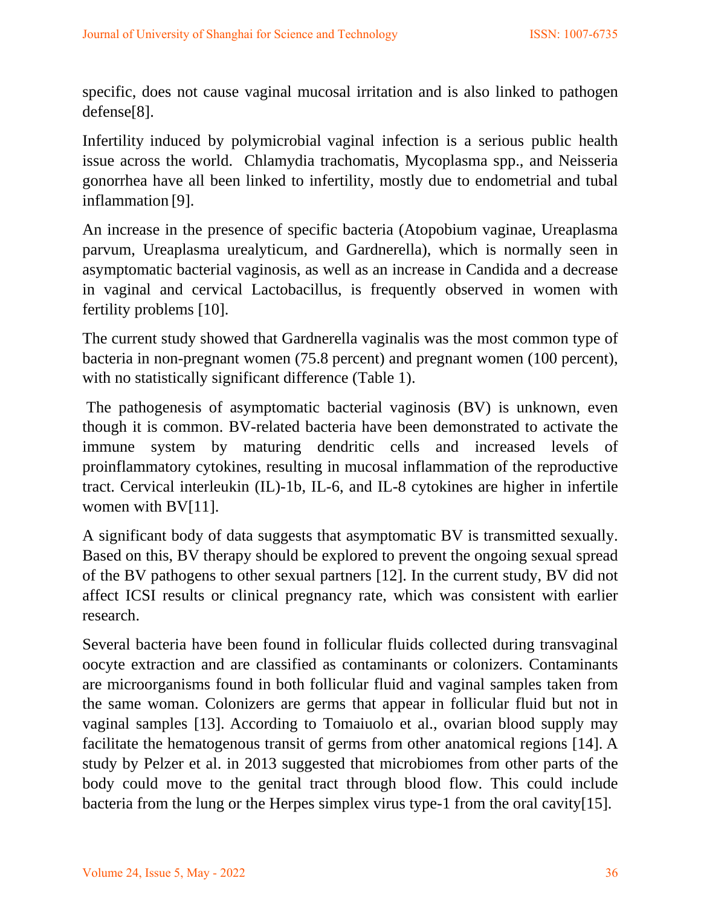specific, does not cause vaginal mucosal irritation and is also linked to pathogen defense[8].

Infertility induced by polymicrobial vaginal infection is a serious public health issue across the world. Chlamydia trachomatis, Mycoplasma spp., and Neisseria gonorrhea have all been linked to infertility, mostly due to endometrial and tubal inflammation [9].

An increase in the presence of specific bacteria (Atopobium vaginae, Ureaplasma parvum, Ureaplasma urealyticum, and Gardnerella), which is normally seen in asymptomatic bacterial vaginosis, as well as an increase in Candida and a decrease in vaginal and cervical Lactobacillus, is frequently observed in women with fertility problems [10].

The current study showed that Gardnerella vaginalis was the most common type of bacteria in non-pregnant women (75.8 percent) and pregnant women (100 percent), with no statistically significant difference (Table 1).

The pathogenesis of asymptomatic bacterial vaginosis (BV) is unknown, even though it is common. BV-related bacteria have been demonstrated to activate the immune system by maturing dendritic cells and increased levels of proinflammatory cytokines, resulting in mucosal inflammation of the reproductive tract. Cervical interleukin (IL)-1b, IL-6, and IL-8 cytokines are higher in infertile women with BV[11].

A significant body of data suggests that asymptomatic BV is transmitted sexually. Based on this, BV therapy should be explored to prevent the ongoing sexual spread of the BV pathogens to other sexual partners [12]. In the current study, BV did not affect ICSI results or clinical pregnancy rate, which was consistent with earlier research.

Several bacteria have been found in follicular fluids collected during transvaginal oocyte extraction and are classified as contaminants or colonizers. Contaminants are microorganisms found in both follicular fluid and vaginal samples taken from the same woman. Colonizers are germs that appear in follicular fluid but not in vaginal samples [13]. According to Tomaiuolo et al., ovarian blood supply may facilitate the hematogenous transit of germs from other anatomical regions [14]. A study by Pelzer et al. in 2013 suggested that microbiomes from other parts of the body could move to the genital tract through blood flow. This could include bacteria from the lung or the Herpes simplex virus type-1 from the oral cavity[15].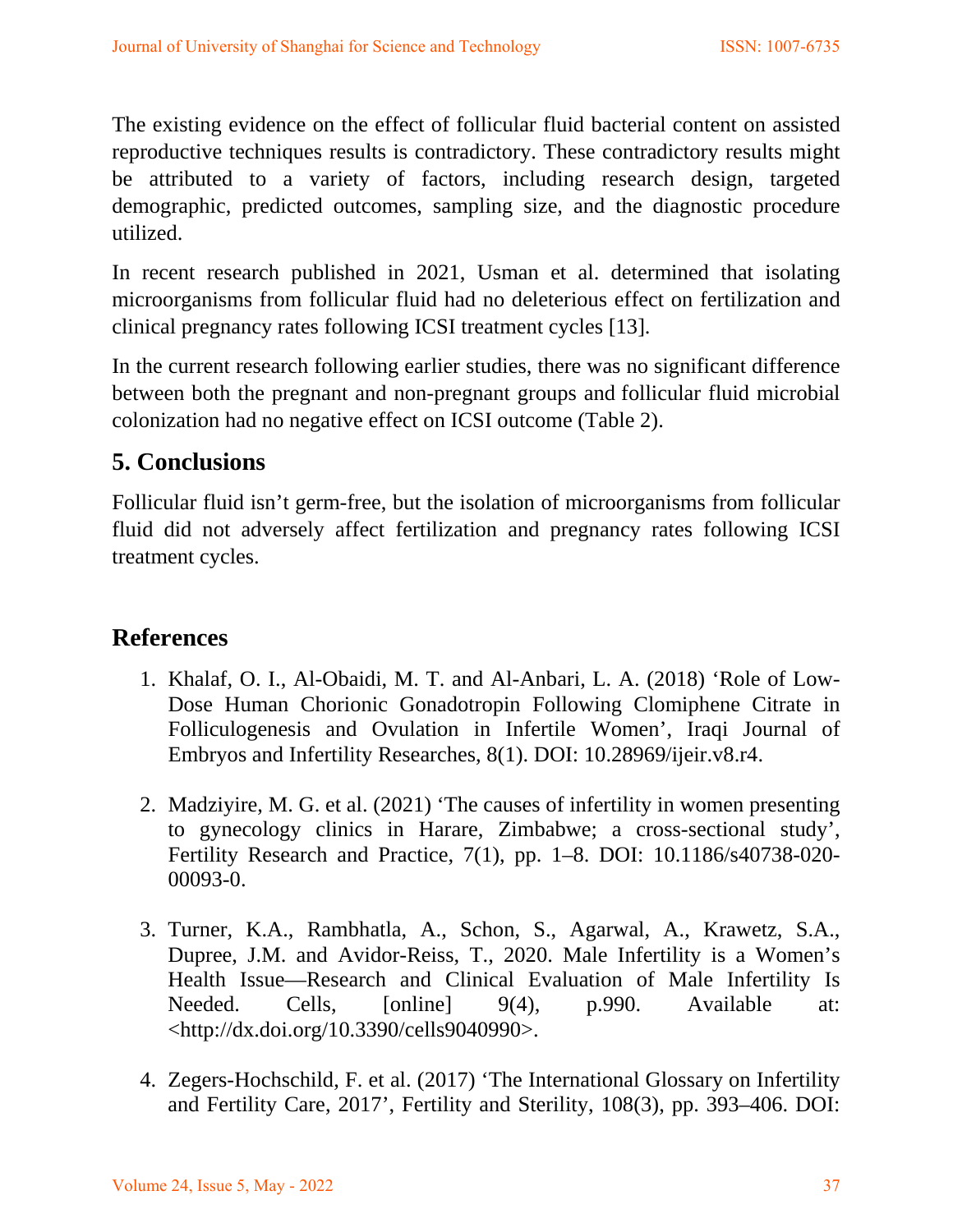The existing evidence on the effect of follicular fluid bacterial content on assisted reproductive techniques results is contradictory. These contradictory results might be attributed to a variety of factors, including research design, targeted demographic, predicted outcomes, sampling size, and the diagnostic procedure utilized.

In recent research published in 2021, Usman et al. determined that isolating microorganisms from follicular fluid had no deleterious effect on fertilization and clinical pregnancy rates following ICSI treatment cycles [13].

In the current research following earlier studies, there was no significant difference between both the pregnant and non-pregnant groups and follicular fluid microbial colonization had no negative effect on ICSI outcome (Table 2).

## 5. Conclusions

Follicular fluid isn't germ-free, but the isolation of microorganisms from follicular fluid did not adversely affect fertilization and pregnancy rates following ICSI treatment cycles.

## References

1. Khalaf, O. I., Al-Obaidi, M. T. and Al-Anbari, L. A. (2018) 'Role of Low-Dose Human Chorionic Gonadotropin Following Clomiphene Citrate in Folliculogenesis and Ovulation in Infertile Women', Iraqi Journal of Embryos and Infertility Researches, 8(1). DOI: 10.28969/ijeir.v8.r4.

2. Madziyire, M. G. et al. (2021) 'The causes of infertility in women presenting to gynecology clinics in Harare, Zimbabwe; a cross-sectional study', Fertility Research and Practice, 7(1), pp. 1–8. DOI: 10.1186/s40738-020-00093-0.

3. Turner, K.A., Rambhatla, A., Schon, S., Agarwal, A., Krawetz, S.A., Dupree, J.M. and Avidor-Reiss, T., 2020. Male Infertility is a Women's Health Issue—Research and Clinical Evaluation of Male Infertility Is Needed. Cells, [online] 9(4), p.990. Available at: <http://dx.doi.org/10.3390/cells9040990>.

4. Zegers-Hochschild, F. et al. (2017) 'The International Glossary on Infertility and Fertility Care, 2017', Fertility and Sterility, 108(3), pp. 393–406. DOI: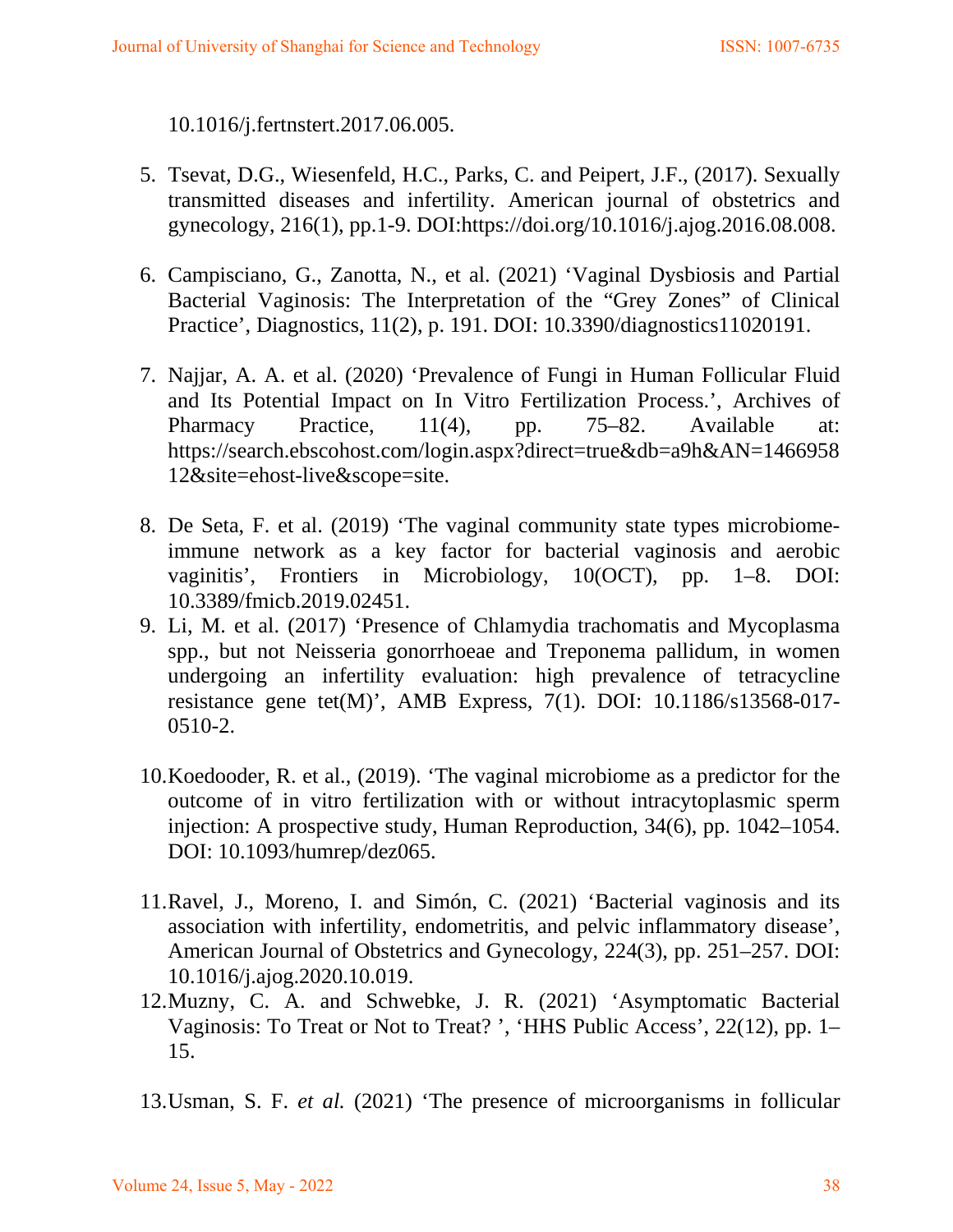10.1016/j.fertnstert.2017.06.005.

5. Tsevat, D.G., Wiesenfeld, H.C., Parks, C. and Peipert, J.F., (2017). Sexually transmitted diseases and infertility. American journal of obstetrics and gynecology, 216(1), pp.1-9. DOI:https://doi.org/10.1016/j.ajog.2016.08.008.

6. Campisciano, G., Zanotta, N., et al. (2021) 'Vaginal Dysbiosis and Partial Bacterial Vaginosis: The Interpretation of the "Grey Zones" of Clinical Practice', Diagnostics, 11(2), p. 191. DOI: 10.3390/diagnostics11020191.

7. Najjar, A. A. et al. (2020) 'Prevalence of Fungi in Human Follicular Fluid and Its Potential Impact on In Vitro Fertilization Process.', Archives of Pharmacy Practice, 11(4), pp. 75–82. Available at: https://search.ebscohost.com/login.aspx?direct=true&db=a9h&AN=146695812&site=ehost-live&scope=site.

8. De Seta, F. et al. (2019) 'The vaginal community state types microbiome-immune network as a key factor for bacterial vaginosis and aerobic vaginitis', Frontiers in Microbiology, 10(OCT), pp. 1–8. DOI: 10.3389/fmicb.2019.02451.

9. Li, M. et al. (2017) 'Presence of Chlamydia trachomatis and Mycoplasma spp., but not Neisseria gonorrhoeae and Treponema pallidum, in women undergoing an infertility evaluation: high prevalence of tetracycline resistance gene tet(M)', AMB Express, 7(1). DOI: 10.1186/s13568-017-0510-2.

10. Koedooder, R. et al., (2019). 'The vaginal microbiome as a predictor for the outcome of in vitro fertilization with or without intracytoplasmic sperm injection: A prospective study, Human Reproduction, 34(6), pp. 1042–1054. DOI: 10.1093/humrep/dez065.

11. Ravel, J., Moreno, I. and Simón, C. (2021) 'Bacterial vaginosis and its association with infertility, endometritis, and pelvic inflammatory disease', American Journal of Obstetrics and Gynecology, 224(3), pp. 251–257. DOI: 10.1016/j.ajog.2020.10.019.

12. Muzny, C. A. and Schwebke, J. R. (2021) 'Asymptomatic Bacterial Vaginosis: To Treat or Not to Treat? ', 'HHS Public Access', 22(12), pp. 1–15.

13. Usman, S. F. *et al.* (2021) 'The presence of microorganisms in follicular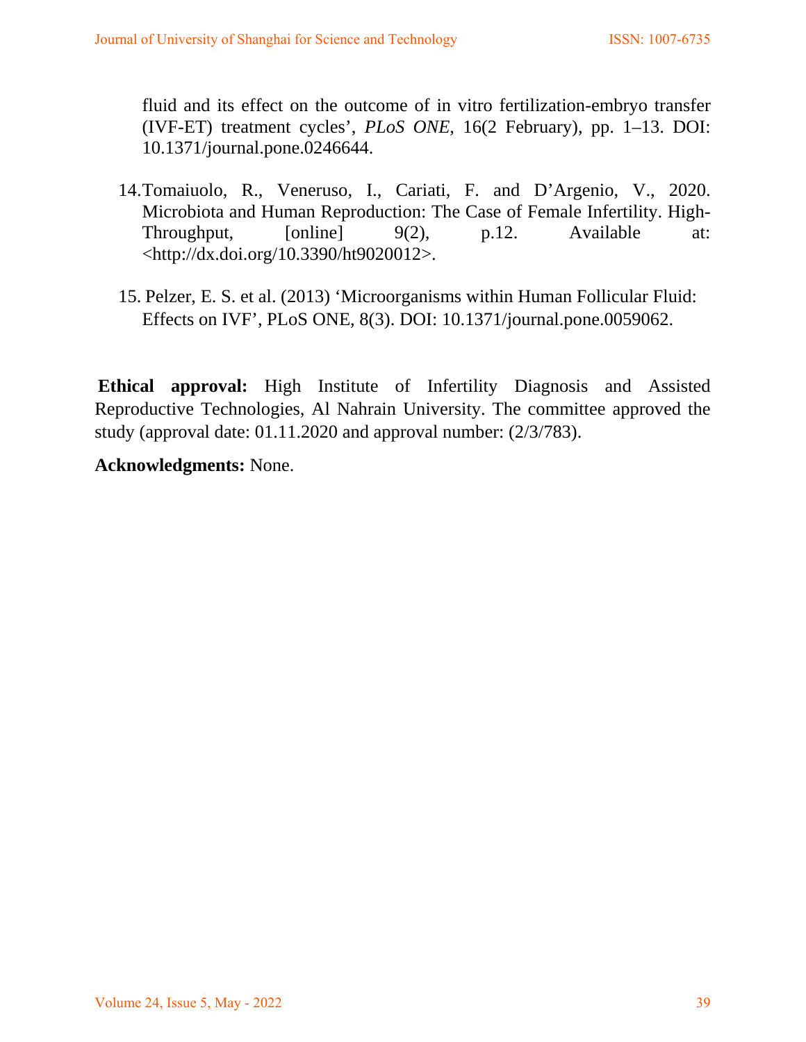fluid and its effect on the outcome of in vitro fertilization-embryo transfer (IVF-ET) treatment cycles', *PLoS ONE*, 16(2 February), pp. 1–13. DOI: 10.1371/journal.pone.0246644.

14. Tomaiuolo, R., Veneruso, I., Cariati, F. and D'Argenio, V., 2020. Microbiota and Human Reproduction: The Case of Female Infertility. High-Throughput, [online] 9(2), p.12. Available at: <http://dx.doi.org/10.3390/ht9020012>.

15. Pelzer, E. S. et al. (2013) 'Microorganisms within Human Follicular Fluid: Effects on IVF', PLoS ONE, 8(3). DOI: 10.1371/journal.pone.0059062.

**Ethical approval:** High Institute of Infertility Diagnosis and Assisted Reproductive Technologies, Al Nahrain University. The committee approved the study (approval date: 01.11.2020 and approval number: (2/3/783).

**Acknowledgments:** None.